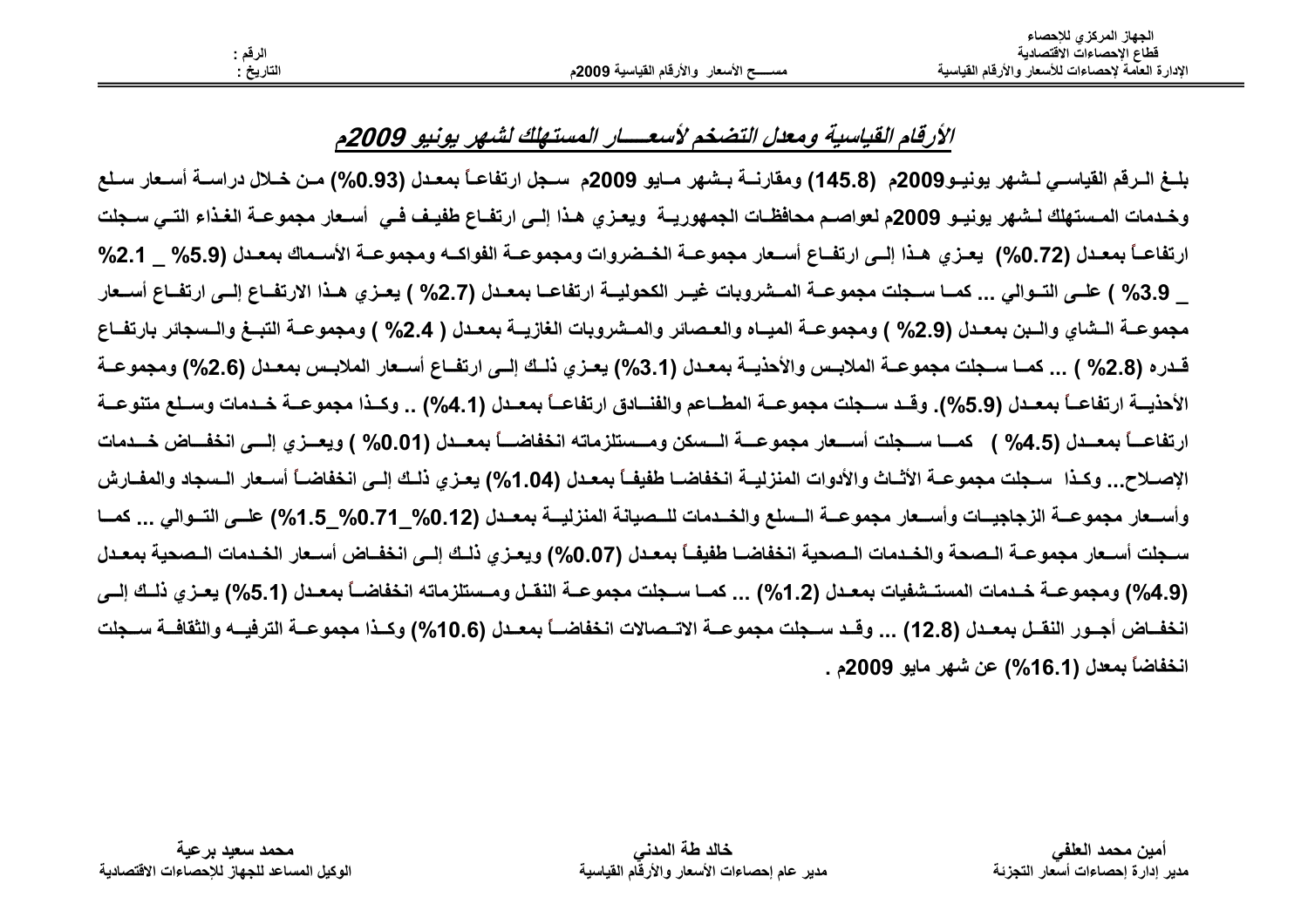الجهاز المركزي للإحصاء
قطاع الإحصاءات الاقتصادية
الإدارة العامة لإحصاءات للأسعار والأرقام القياسية

مســـح الأسعار والأرقام القياسية 2009م

الرقم :
التاريخ :

## ***الأرقام القياسية ومعدل التضخم لأسعـــار المستهلك لشهر يونيو 2009م***

**بلـغ الـرقم القياسـي لـشهر يونيـو2009م (145.8) ومقارنــة بـشهر مـايو 2009م سجل ارتفاعـاً بمعـدل (0.93%) مـن خـلال دراسـة أسـعار سـلع وخدمات المستهلك لـشهر يونيـو 2009م لعواصـم محافظـات الجمهوريـة ويعـزي هـذا إلـى ارتفـاع طفيـف فـي أسـعار مجموعـة الغـذاء التـي سـجلت ارتفاعـاً بمعـدل (0.72%) يعـزي هـذا إلـى ارتفـاع أسـعار مجموعـة الخـضروات ومجموعـة الفواكـه ومجموعـة الأسـماك بمعـدل (5.9% _ 2.1% _ 3.9% ) علـى التـوالي ... كمـا سـجلت مجموعـة المـشروبات غيـر الكحوليـة ارتفاعـا بمعـدل (2.7% ) يعـزي هـذا الارتفـاع إلـى ارتفـاع أسـعار مجموعـة الـشاي والـبن بمعـدل (2.9% ) ومجموعـة الميـاه والعـصائر والمـشروبات الغازيـة بمعـدل ( 2.4% ) ومجموعـة التبـغ والـسجائر بارتفـاع قـدره (2.8% ) ... كمـا سـجلت مجموعـة الملابـس والأحذيـة بمعـدل (3.1%) يعـزي ذلـك إلـى ارتفـاع أسـعار الملابـس بمعـدل (2.6%) ومجموعـة الأحذيـة ارتفاعـاً بمعـدل (5.9%). وقـد سـجلت مجموعـة المطـاعم والفنـادق ارتفاعـاً بمعـدل (4.1%) .. وكـذا مجموعـة خـدمات وسـلع متنوعـة ارتفاعــاً بمعــدل (4.5% ) كمــا ســجلت أســعار مجموعــة الــسكن ومــستلزماته انخفاضــاً بمعــدل (0.01% ) ويعــزي إلــى انخفــاض خــدمات الإصـلاح... وكـذا سـجلت مجموعـة الأثـاث والأدوات المنزليـة انخفاضـا طفيفـاً بمعـدل (1.04%) يعـزي ذلـك إلـى انخفاضـاً أسـعار الـسجاد والمفـارش وأسـعار مجموعـة الزجاجيـات وأسـعار مجموعـة الـسلع والخـدمات للـصيانة المنزليـة بمعـدل (0.12%_0.71%_1.5%) علـى التـوالي ... كمـا سـجلت أسـعار مجموعـة الـصحة والخـدمات الـصحية انخفاضـا طفيفـاً بمعـدل (0.07%) ويعـزي ذلـك إلـى انخفـاض أسـعار الخـدمات الـصحية بمعـدل (4.9%) ومجموعـة خـدمات المستـشفيات بمعـدل (1.2%) ... كمـا سـجلت مجموعـة النقـل ومـستلزماته انخفاضـاً بمعـدل (5.1%) يعـزي ذلـك إلـى انخفـاض أجـور النقـل بمعـدل (12.8) ... وقـد سـجلت مجموعـة الاتـصالات انخفاضـاً بمعـدل (10.6%) وكـذا مجموعـة الترفيـه والثقافـة سـجلت انخفاضاً بمعدل (16.1%) عن شهر مايو 2009م .**

| أمين محمد العلفي | خالد طة المدني | محمد سعيد برعية |
|---|---|---|
| مدير إدارة إحصاءات أسعار التجزئة | مدير عام إحصاءات الأسعار والأرقام القياسية | الوكيل المساعد للجهاز للإحصاءات الاقتصادية |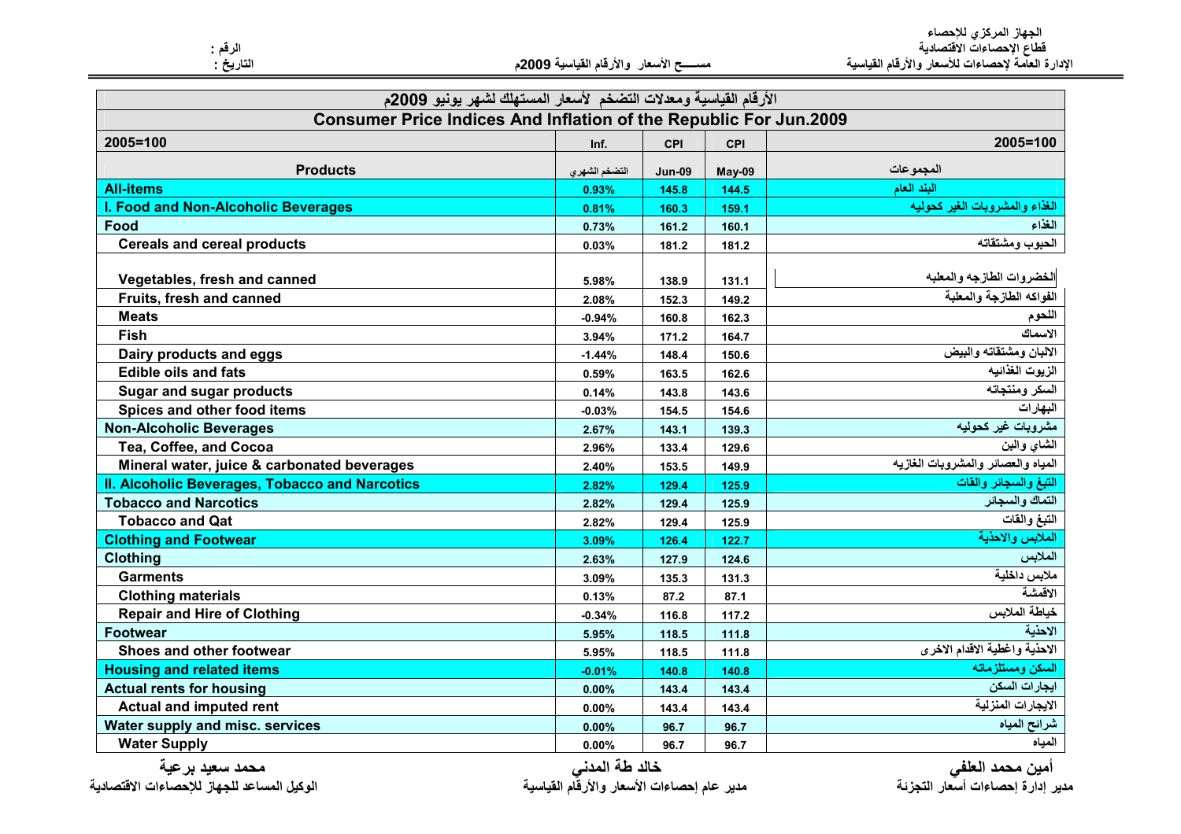الجهاز المركزي للإحصاء
قطاع الإحصاءات الاقتصادية
الإدارة العامة لإحصاءات للأسعار والأرقام القياسية

مســـح الأسعار والأرقام القياسية 2009م

الرقم :
التاريخ :

## الأرقام القياسية ومعدلات التضخم لأسعار المستهلك لشهر يونيو 2009م

## Consumer Price Indices And Inflation of the Republic For Jun.2009

| 2005=100 | Inf. | CPI | CPI | 2005=100 |
|---|---|---|---|---|
| **Products** | التضخم الشهري | **Jun-09** | **May-09** | المجموعات |
| **All-items** | 0.93% | 145.8 | 144.5 | البند العام |
| **I. Food and Non-Alcoholic Beverages** | 0.81% | 160.3 | 159.1 | الغذاء والمشروبات الغير كحوليه |
| **Food** | 0.73% | 161.2 | 160.1 | الغذاء |
| Cereals and cereal products | 0.03% | 181.2 | 181.2 | الحبوب ومشتقاته |
| Vegetables, fresh and canned | 5.98% | 138.9 | 131.1 | الخضروات الطازجه والمعلبه |
| Fruits, fresh and canned | 2.08% | 152.3 | 149.2 | الفواكه الطازجة والمعلبة |
| Meats | -0.94% | 160.8 | 162.3 | اللحوم |
| Fish | 3.94% | 171.2 | 164.7 | الاسماك |
| Dairy products and eggs | -1.44% | 148.4 | 150.6 | الالبان ومشتقاته والبيض |
| Edible oils and fats | 0.59% | 163.5 | 162.6 | الزيوت الغذائيه |
| Sugar and sugar products | 0.14% | 143.8 | 143.6 | السكر ومنتجاته |
| Spices and other food items | -0.03% | 154.5 | 154.6 | البهارات |
| **Non-Alcoholic Beverages** | 2.67% | 143.1 | 139.3 | مشروبات غير كحوليه |
| Tea, Coffee, and Cocoa | 2.96% | 133.4 | 129.6 | الشاي والبن |
| Mineral water, juice & carbonated beverages | 2.40% | 153.5 | 149.9 | المياه والعصائر والمشروبات الغازيه |
| **II. Alcoholic Beverages, Tobacco and Narcotics** | 2.82% | 129.4 | 125.9 | التبغ والسجائر والقات |
| **Tobacco and Narcotics** | 2.82% | 129.4 | 125.9 | التماك والسجائر |
| Tobacco and Qat | 2.82% | 129.4 | 125.9 | التبغ والقات |
| **Clothing and Footwear** | 3.09% | 126.4 | 122.7 | الملابس والاحذية |
| **Clothing** | 2.63% | 127.9 | 124.6 | الملابس |
| Garments | 3.09% | 135.3 | 131.3 | ملابس داخلية |
| Clothing materials | 0.13% | 87.2 | 87.1 | الاقمشة |
| Repair and Hire of Clothing | -0.34% | 116.8 | 117.2 | خياطة الملابس |
| **Footwear** | 5.95% | 118.5 | 111.8 | الاحذية |
| Shoes and other footwear | 5.95% | 118.5 | 111.8 | الاحذية واغطية الاقدام الاخرى |
| **Housing and related items** | -0.01% | 140.8 | 140.8 | السكن ومستلزماته |
| **Actual rents for housing** | 0.00% | 143.4 | 143.4 | ايجارات السكن |
| Actual and imputed rent | 0.00% | 143.4 | 143.4 | الايجارات المنزلية |
| **Water supply and misc. services** | 0.00% | 96.7 | 96.7 | شرائح المياه |
| Water Supply | 0.00% | 96.7 | 96.7 | المياه |

**أمين محمد العلفي**
مدير إدارة إحصاءات أسعار التجزئة

**خالد طة المدني**
مدير عام إحصاءات الأسعار والأرقام القياسية

**محمد سعيد برعية**
الوكيل المساعد للجهاز للإحصاءات الاقتصادية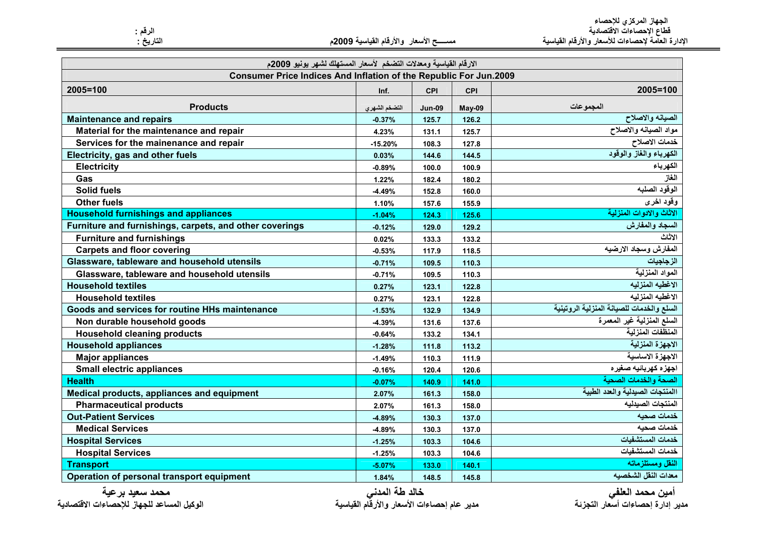الجهاز المركزي للإحصاء
قطاع الإحصاءات الاقتصادية
الإدارة العامة لإحصاءات للأسعار والأرقام القياسية

مســـح الأسعار والأرقام القياسية 2009م

الرقم :
التاريخ :

| الارقام القياسية ومعدلات التضخم لأسعار المستهلك لشهر يونيو 2009م | | | | |
|---|---|---|---|---|
| **Consumer Price Indices And Inflation of the Republic For Jun.2009** | | | | |
| **2005=100** | **Inf.** | **CPI** | **CPI** | **2005=100** |
| **Products** | التضخم الشهري | **Jun-09** | **May-09** | المجموعات |
| **Maintenance and repairs** | -0.37% | 125.7 | 126.2 | الصيانه والاصلاح |
| Material for the maintenance and repair | 4.23% | 131.1 | 125.7 | مواد الصيانه والاصلاح |
| Services for the mainenance and repair | -15.20% | 108.3 | 127.8 | خدمات الاصلاح |
| **Electricity, gas and other fuels** | 0.03% | 144.6 | 144.5 | الكهرباء والغاز والوقود |
| Electricity | -0.89% | 100.0 | 100.9 | الكهرباء |
| Gas | 1.22% | 182.4 | 180.2 | الغاز |
| Solid fuels | -4.49% | 152.8 | 160.0 | الوقود الصلبه |
| Other fuels | 1.10% | 157.6 | 155.9 | وقود اخرى |
| **Household furnishings and appliances** | -1.04% | 124.3 | 125.6 | الاثاث والادوات المنزلية |
| **Furniture and furnishings, carpets, and other coverings** | -0.12% | 129.0 | 129.2 | السجاد والمفارش |
| Furniture and furnishings | 0.02% | 133.3 | 133.2 | الاثاث |
| Carpets and floor covering | -0.53% | 117.9 | 118.5 | المفارش وسجاد الارضيه |
| **Glassware, tableware and household utensils** | -0.71% | 109.5 | 110.3 | الزجاجيات |
| Glassware, tableware and household utensils | -0.71% | 109.5 | 110.3 | المواد المنزلية |
| **Household textiles** | 0.27% | 123.1 | 122.8 | الاغطيه المنزليه |
| Household textiles | 0.27% | 123.1 | 122.8 | الاغطيه المنزليه |
| **Goods and services for routine HHs maintenance** | -1.53% | 132.9 | 134.9 | السلع والخدمات للصيانة المنزلية الروتينية |
| Non durable household goods | -4.39% | 131.6 | 137.6 | السلع المنزلية غير المعمرة |
| Household cleaning products | -0.64% | 133.2 | 134.1 | المنظفات المنزلية |
| **Household appliances** | -1.28% | 111.8 | 113.2 | الاجهزة المنزلية |
| Major appliances | -1.49% | 110.3 | 111.9 | الاجهزة الاساسية |
| Small electric appliances | -0.16% | 120.4 | 120.6 | اجهزه كهربائيه صغيره |
| **Health** | -0.07% | 140.9 | 141.0 | الصحة والخدمات الصحية |
| **Medical products, appliances and equipment** | 2.07% | 161.3 | 158.0 | المنتجات الصيدلية والعدد الطبية |
| Pharmaceutical products | 2.07% | 161.3 | 158.0 | المنتجات الصيدليه |
| **Out-Patient Services** | -4.89% | 130.3 | 137.0 | خدمات صحيه |
| Medical Services | -4.89% | 130.3 | 137.0 | خدمات صحيه |
| **Hospital Services** | -1.25% | 103.3 | 104.6 | خدمات المستشفيات |
| Hospital Services | -1.25% | 103.3 | 104.6 | خدمات المستشفيات |
| **Transport** | -5.07% | 133.0 | 140.1 | النقل ومستلزماته |
| **Operation of personal transport equipment** | 1.84% | 148.5 | 145.8 | معدات النقل الشخصيه |

أمين محمد العلفي
مدير إدارة إحصاءات أسعار التجزئة

خالد طة المدني
مدير عام إحصاءات الأسعار والأرقام القياسية

محمد سعيد برعية
الوكيل المساعد للجهاز للإحصاءات الاقتصادية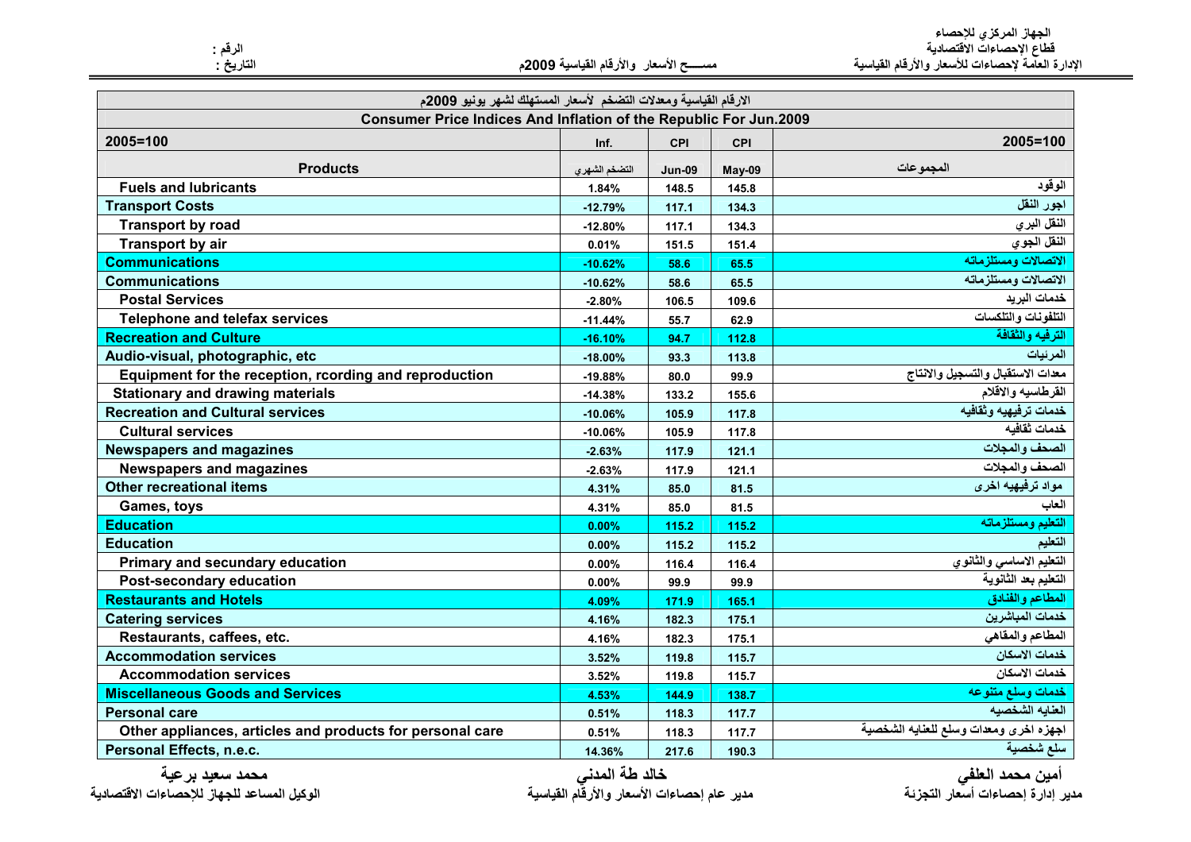الجهاز المركزي للإحصاء
قطاع الإحصاءات الاقتصادية
الإدارة العامة لإحصاءات للأسعار والأرقام القياسية

مســـح الأسعار والأرقام القياسية 2009م

الرقم :
التاريخ :

| الارقام القياسية ومعدلات التضخم لأسعار المستهلك لشهر يونيو 2009م | | | | |
|---|---|---|---|---|
| **Consumer Price Indices And Inflation of the Republic For Jun.2009** | | | | |
| **2005=100** | **Inf.** | **CPI** | **CPI** | **2005=100** |
| **Products** | التضخم الشهري | **Jun-09** | **May-09** | المجموعات |
| Fuels and lubricants | 1.84% | 148.5 | 145.8 | الوقود |
| Transport Costs | -12.79% | 117.1 | 134.3 | اجور النقل |
| Transport by road | -12.80% | 117.1 | 134.3 | النقل البري |
| Transport by air | 0.01% | 151.5 | 151.4 | النقل الجوي |
| Communications | -10.62% | 58.6 | 65.5 | الاتصالات ومستلزماته |
| Communications | -10.62% | 58.6 | 65.5 | الاتصالات ومستلزماته |
| Postal Services | -2.80% | 106.5 | 109.6 | خدمات البريد |
| Telephone and telefax services | -11.44% | 55.7 | 62.9 | التلفونات والتلكسات |
| Recreation and Culture | -16.10% | 94.7 | 112.8 | الترفيه والثقافة |
| Audio-visual, photographic, etc | -18.00% | 93.3 | 113.8 | المرئيات |
| Equipment for the reception, rcording and reproduction | -19.88% | 80.0 | 99.9 | معدات الاستقبال والتسجيل والانتاج |
| Stationary and drawing materials | -14.38% | 133.2 | 155.6 | القرطاسيه والاقلام |
| Recreation and Cultural services | -10.06% | 105.9 | 117.8 | خدمات ترفيهيه وثقافيه |
| Cultural services | -10.06% | 105.9 | 117.8 | خدمات ثقافيه |
| Newspapers and magazines | -2.63% | 117.9 | 121.1 | الصحف والمجلات |
| Newspapers and magazines | -2.63% | 117.9 | 121.1 | الصحف والمجلات |
| Other recreational items | 4.31% | 85.0 | 81.5 | مواد ترفيهيه اخرى |
| Games, toys | 4.31% | 85.0 | 81.5 | العاب |
| Education | 0.00% | 115.2 | 115.2 | التعليم ومستلزماته |
| Education | 0.00% | 115.2 | 115.2 | التعليم |
| Primary and secundary education | 0.00% | 116.4 | 116.4 | التعليم الاساسي والثانوي |
| Post-secondary education | 0.00% | 99.9 | 99.9 | التعليم بعد الثانوية |
| Restaurants and Hotels | 4.09% | 171.9 | 165.1 | المطاعم والفنادق |
| Catering services | 4.16% | 182.3 | 175.1 | خدمات المباشرين |
| Restaurants, caffees, etc. | 4.16% | 182.3 | 175.1 | المطاعم والمقاهي |
| Accommodation services | 3.52% | 119.8 | 115.7 | خدمات الاسكان |
| Accommodation services | 3.52% | 119.8 | 115.7 | خدمات الاسكان |
| Miscellaneous Goods and Services | 4.53% | 144.9 | 138.7 | خدمات وسلع متنوعه |
| Personal care | 0.51% | 118.3 | 117.7 | العنايه الشخصيه |
| Other appliances, articles and products for personal care | 0.51% | 118.3 | 117.7 | اجهزه اخرى ومعدات وسلع للعنايه الشخصية |
| Personal Effects, n.e.c. | 14.36% | 217.6 | 190.3 | سلع شخصية |

**أمين محمد العلفي**
مدير إدارة إحصاءات أسعار التجزئة

**خالد طة المدني**
مدير عام إحصاءات الأسعار والأرقام القياسية

**محمد سعيد برعية**
الوكيل المساعد للجهاز للإحصاءات الاقتصادية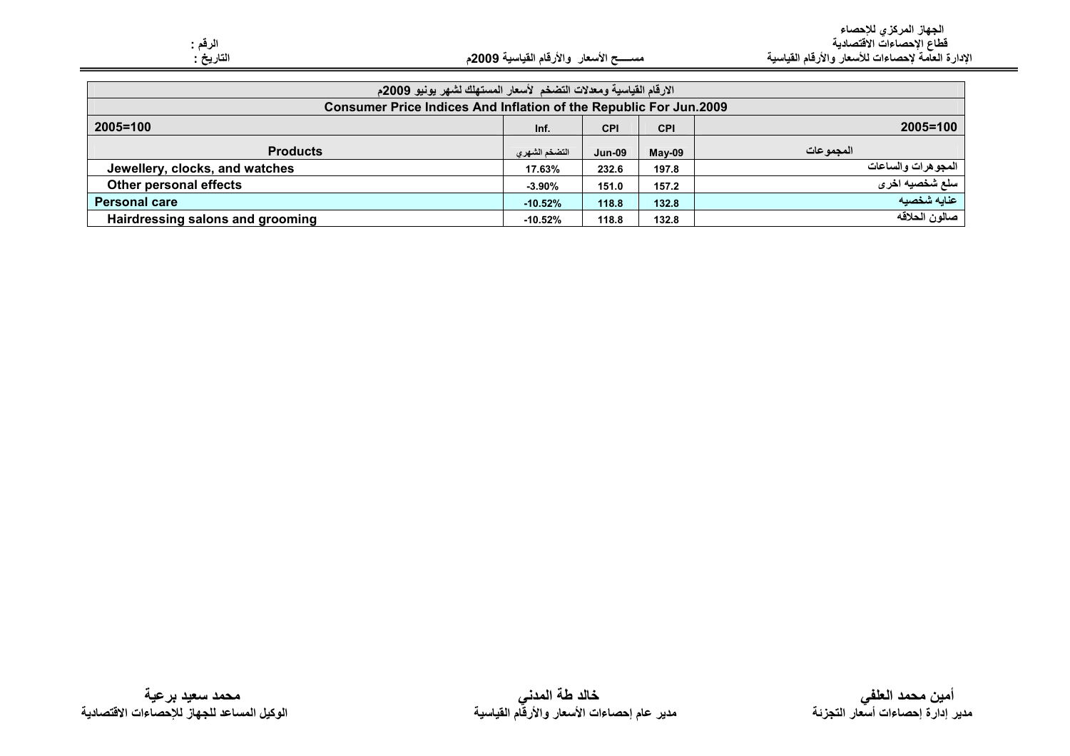الجهاز المركزي للإحصاء
قطاع الإحصاءات الاقتصادية
الإدارة العامة لإحصاءات للأسعار والأرقام القياسية

مســـح الأسعار والأرقام القياسية 2009م

الرقم :
التاريخ :

| الارقام القياسية ومعدلات التضخم لأسعار المستهلك لشهر يونيو 2009م | | | | |
|---|---|---|---|---|
| **Consumer Price Indices And Inflation of the Republic For Jun.2009** | | | | |
| **2005=100** | Inf. | CPI | CPI | **2005=100** |
| **Products** | التضخم الشهري | Jun-09 | May-09 | المجموعات |
| Jewellery, clocks, and watches | 17.63% | 232.6 | 197.8 | المجوهرات والساعات |
| Other personal effects | -3.90% | 151.0 | 157.2 | سلع شخصيه اخرى |
| **Personal care** | -10.52% | 118.8 | 132.8 | **عنايه شخصيه** |
| Hairdressing salons and grooming | -10.52% | 118.8 | 132.8 | صالون الحلاقه |

**أمين محمد العلفي**
مدير إدارة إحصاءات أسعار التجزئة

**خالد طة المدني**
مدير عام إحصاءات الأسعار والأرقام القياسية

**محمد سعيد برعية**
الوكيل المساعد للجهاز للإحصاءات الاقتصادية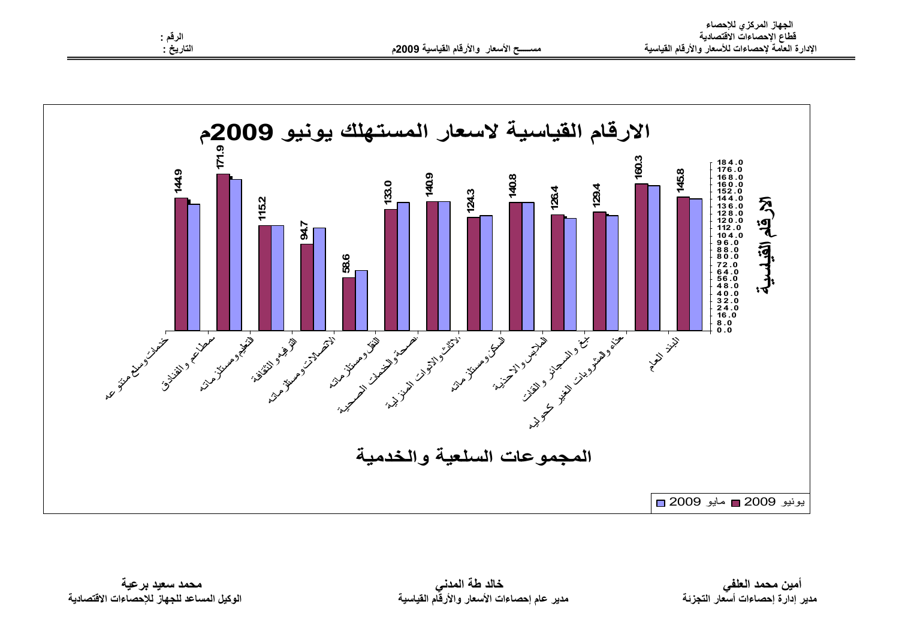الجهاز المركزي للإحصاء
قطاع الإحصاءات الاقتصادية
الإدارة العامة لإحصاءات للأسعار والأرقام القياسية

مســـح الأسعار والأرقام القياسية 2009م

الرقم :
التاريخ :

# الارقام القياسية لاسعار المستهلك يونيو 2009م

| المجموعات السلعية والخدمية | يونيو 2009 |
|---|---|
| خدمات وسلع متنوعه | 144.9 |
| مطاعم والفنادق | 171.9 |
| التعليم ومستلزماته | 115.2 |
| الترفيه والثقافة | 94.7 |
| الاتصالات ومستلزماته | 58.6 |
| النقل ومستلزماته | 133.0 |
| الصحة والخدمات الصحية | 140.9 |
| الاثاث والادوات المنزلية | 124.3 |
| السكن ومستلزماته | 140.8 |
| الملابس والاحذية | 126.4 |
| التبغ والسجائر والقات | 129.4 |
| الغذاء والمشروبات الغير كحولية | 160.3 |
| البند العام | 145.8 |

الارقام القياسية

المجموعات السلعية والخدمية

يونيو 2009 ■ مايو 2009 ■

**أمين محمد العلفي**
مدير إدارة إحصاءات أسعار التجزئة

**خالد طة المدني**
مدير عام إحصاءات الأسعار والأرقام القياسية

**محمد سعيد برعية**
الوكيل المساعد للجهاز للإحصاءات الاقتصادية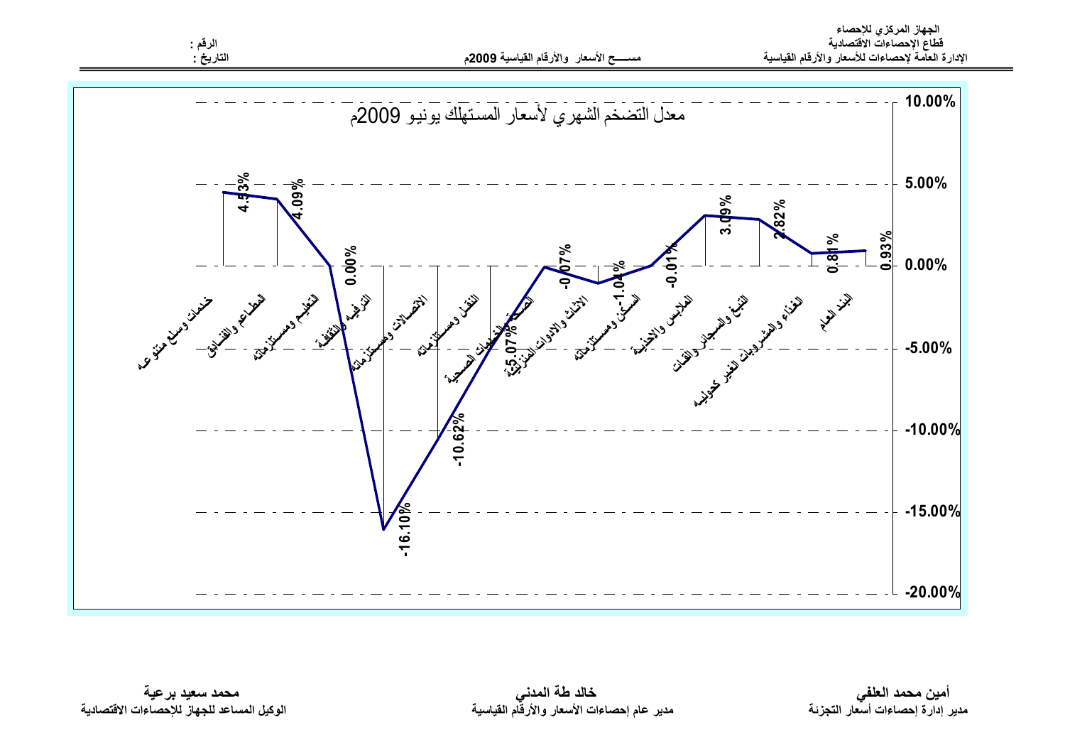الجهاز المركزي للإحصاء
قطاع الإحصاءات الاقتصادية
الإدارة العامة لإحصاءات للأسعار والأرقام القياسية

مســـح الأسعار والأرقام القياسية 2009م

الرقم :
التاريخ :

معدل التضخم الشهري لأسعار المستهلك يونيو 2009م

10.00%
5.00%
0.00%
-5.00%
-10.00%
-15.00%
-20.00%

خدمات وسلع متنوعه
4.53%
المطاعم والفنادق
4.09%
التعليم ومستلزماته
0.00%
الترفيه والثقافة
-16.10%
الاتصالات ومستلزماته
-10.62%
النقل ومستلزماته
-5.07%
الصحة والخدمات الصحية
-0.07%
الاثاث والادوات المنزلية
-1.04%
السكن ومستلزماته
-0.01%
الملابس والاحذية
3.09%
التبغ والسجائر والقات
2.82%
الغذاء والمشروبات الغير كحوليه
0.81%
البند العام
0.93%

**أمين محمد العلفي**
**مدير إدارة إحصاءات أسعار التجزئة**

**خالد طة المدني**
**مدير عام إحصاءات الأسعار والأرقام القياسية**

**محمد سعيد برعية**
**الوكيل المساعد للجهاز للإحصاءات الاقتصادية**